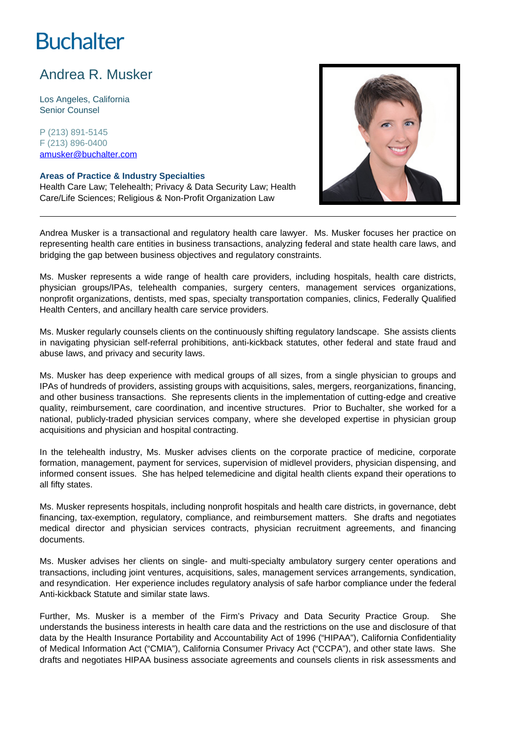# Buchalter

## Andrea R. Musker

Los Angeles, California
Senior Counsel

P (213) 891-5145
F (213) 896-0400
amusker@buchalter.com

**Areas of Practice & Industry Specialties**
Health Care Law; Telehealth; Privacy & Data Security Law; Health Care/Life Sciences; Religious & Non-Profit Organization Law

---

Andrea Musker is a transactional and regulatory health care lawyer. Ms. Musker focuses her practice on representing health care entities in business transactions, analyzing federal and state health care laws, and bridging the gap between business objectives and regulatory constraints.

Ms. Musker represents a wide range of health care providers, including hospitals, health care districts, physician groups/IPAs, telehealth companies, surgery centers, management services organizations, nonprofit organizations, dentists, med spas, specialty transportation companies, clinics, Federally Qualified Health Centers, and ancillary health care service providers.

Ms. Musker regularly counsels clients on the continuously shifting regulatory landscape. She assists clients in navigating physician self-referral prohibitions, anti-kickback statutes, other federal and state fraud and abuse laws, and privacy and security laws.

Ms. Musker has deep experience with medical groups of all sizes, from a single physician to groups and IPAs of hundreds of providers, assisting groups with acquisitions, sales, mergers, reorganizations, financing, and other business transactions. She represents clients in the implementation of cutting-edge and creative quality, reimbursement, care coordination, and incentive structures. Prior to Buchalter, she worked for a national, publicly-traded physician services company, where she developed expertise in physician group acquisitions and physician and hospital contracting.

In the telehealth industry, Ms. Musker advises clients on the corporate practice of medicine, corporate formation, management, payment for services, supervision of midlevel providers, physician dispensing, and informed consent issues. She has helped telemedicine and digital health clients expand their operations to all fifty states.

Ms. Musker represents hospitals, including nonprofit hospitals and health care districts, in governance, debt financing, tax-exemption, regulatory, compliance, and reimbursement matters. She drafts and negotiates medical director and physician services contracts, physician recruitment agreements, and financing documents.

Ms. Musker advises her clients on single- and multi-specialty ambulatory surgery center operations and transactions, including joint ventures, acquisitions, sales, management services arrangements, syndication, and resyndication. Her experience includes regulatory analysis of safe harbor compliance under the federal Anti-kickback Statute and similar state laws.

Further, Ms. Musker is a member of the Firm's Privacy and Data Security Practice Group. She understands the business interests in health care data and the restrictions on the use and disclosure of that data by the Health Insurance Portability and Accountability Act of 1996 ("HIPAA"), California Confidentiality of Medical Information Act ("CMIA"), California Consumer Privacy Act ("CCPA"), and other state laws. She drafts and negotiates HIPAA business associate agreements and counsels clients in risk assessments and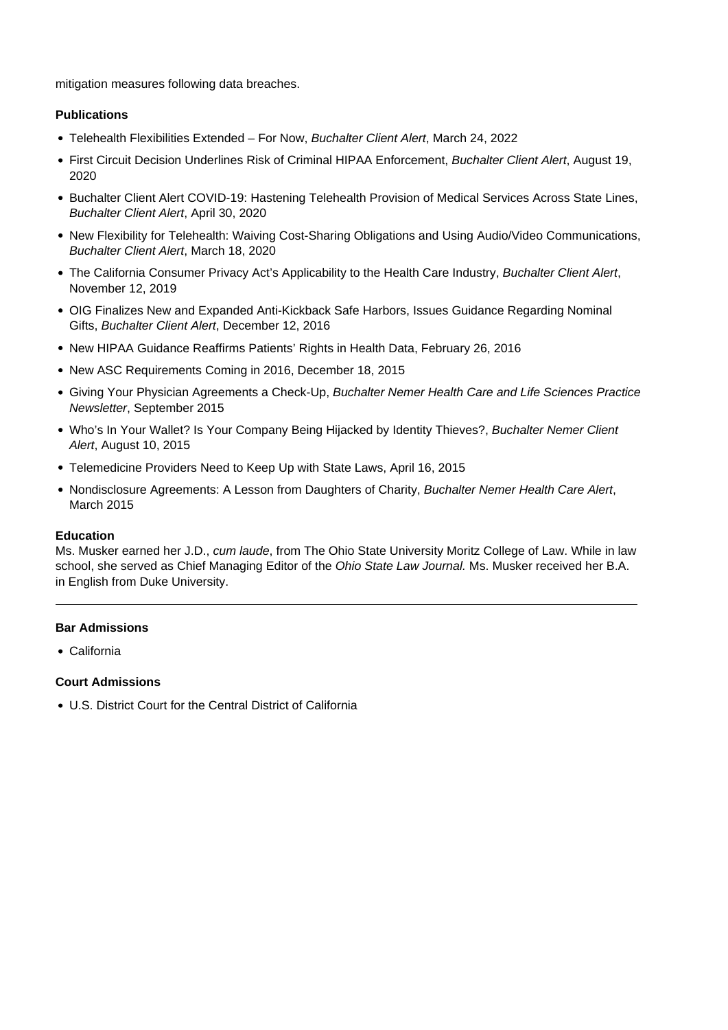mitigation measures following data breaches.

**Publications**

- Telehealth Flexibilities Extended – For Now, *Buchalter Client Alert*, March 24, 2022
- First Circuit Decision Underlines Risk of Criminal HIPAA Enforcement, *Buchalter Client Alert*, August 19, 2020
- Buchalter Client Alert COVID-19: Hastening Telehealth Provision of Medical Services Across State Lines, *Buchalter Client Alert*, April 30, 2020
- New Flexibility for Telehealth: Waiving Cost-Sharing Obligations and Using Audio/Video Communications, *Buchalter Client Alert*, March 18, 2020
- The California Consumer Privacy Act's Applicability to the Health Care Industry, *Buchalter Client Alert*, November 12, 2019
- OIG Finalizes New and Expanded Anti-Kickback Safe Harbors, Issues Guidance Regarding Nominal Gifts, *Buchalter Client Alert*, December 12, 2016
- New HIPAA Guidance Reaffirms Patients' Rights in Health Data, February 26, 2016
- New ASC Requirements Coming in 2016, December 18, 2015
- Giving Your Physician Agreements a Check-Up, *Buchalter Nemer Health Care and Life Sciences Practice Newsletter*, September 2015
- Who's In Your Wallet? Is Your Company Being Hijacked by Identity Thieves?, *Buchalter Nemer Client Alert*, August 10, 2015
- Telemedicine Providers Need to Keep Up with State Laws, April 16, 2015
- Nondisclosure Agreements: A Lesson from Daughters of Charity, *Buchalter Nemer Health Care Alert*, March 2015

**Education**

Ms. Musker earned her J.D., *cum laude*, from The Ohio State University Moritz College of Law. While in law school, she served as Chief Managing Editor of the *Ohio State Law Journal.* Ms. Musker received her B.A. in English from Duke University.

---

**Bar Admissions**

- California

**Court Admissions**

- U.S. District Court for the Central District of California